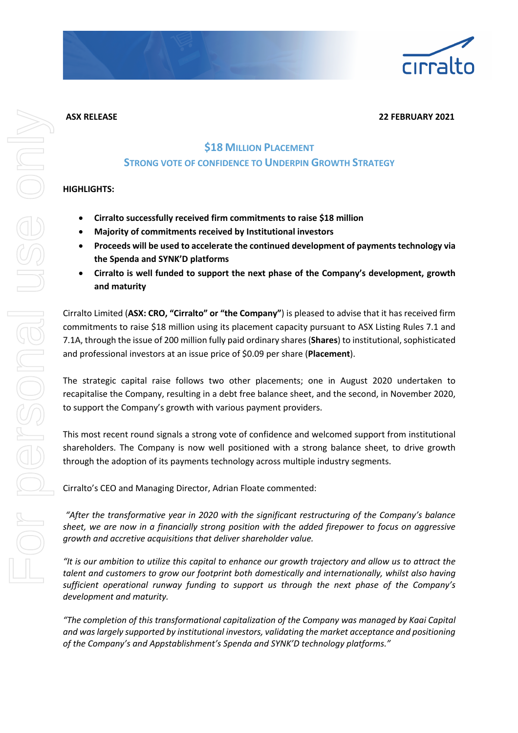**ASX RELEASE** **22 FEBRUARY 2021**

# $18 MILLION PLACEMENT

## STRONG VOTE OF CONFIDENCE TO UNDERPIN GROWTH STRATEGY

**HIGHLIGHTS:**

- **Cirralto successfully received firm commitments to raise $18 million**
- **Majority of commitments received by Institutional investors**
- **Proceeds will be used to accelerate the continued development of payments technology via the Spenda and SYNK'D platforms**
- **Cirralto is well funded to support the next phase of the Company's development, growth and maturity**

Cirralto Limited (**ASX: CRO, "Cirralto" or "the Company"**) is pleased to advise that it has received firm commitments to raise $18 million using its placement capacity pursuant to ASX Listing Rules 7.1 and 7.1A, through the issue of 200 million fully paid ordinary shares (**Shares**) to institutional, sophisticated and professional investors at an issue price of $0.09 per share (**Placement**).

The strategic capital raise follows two other placements; one in August 2020 undertaken to recapitalise the Company, resulting in a debt free balance sheet, and the second, in November 2020, to support the Company's growth with various payment providers.

This most recent round signals a strong vote of confidence and welcomed support from institutional shareholders. The Company is now well positioned with a strong balance sheet, to drive growth through the adoption of its payments technology across multiple industry segments.

Cirralto's CEO and Managing Director, Adrian Floate commented:

*"After the transformative year in 2020 with the significant restructuring of the Company's balance sheet, we are now in a financially strong position with the added firepower to focus on aggressive growth and accretive acquisitions that deliver shareholder value.*

*"It is our ambition to utilize this capital to enhance our growth trajectory and allow us to attract the talent and customers to grow our footprint both domestically and internationally, whilst also having sufficient operational runway funding to support us through the next phase of the Company's development and maturity.*

*"The completion of this transformational capitalization of the Company was managed by Kaai Capital and was largely supported by institutional investors, validating the market acceptance and positioning of the Company's and Appstablishment's Spenda and SYNK'D technology platforms."*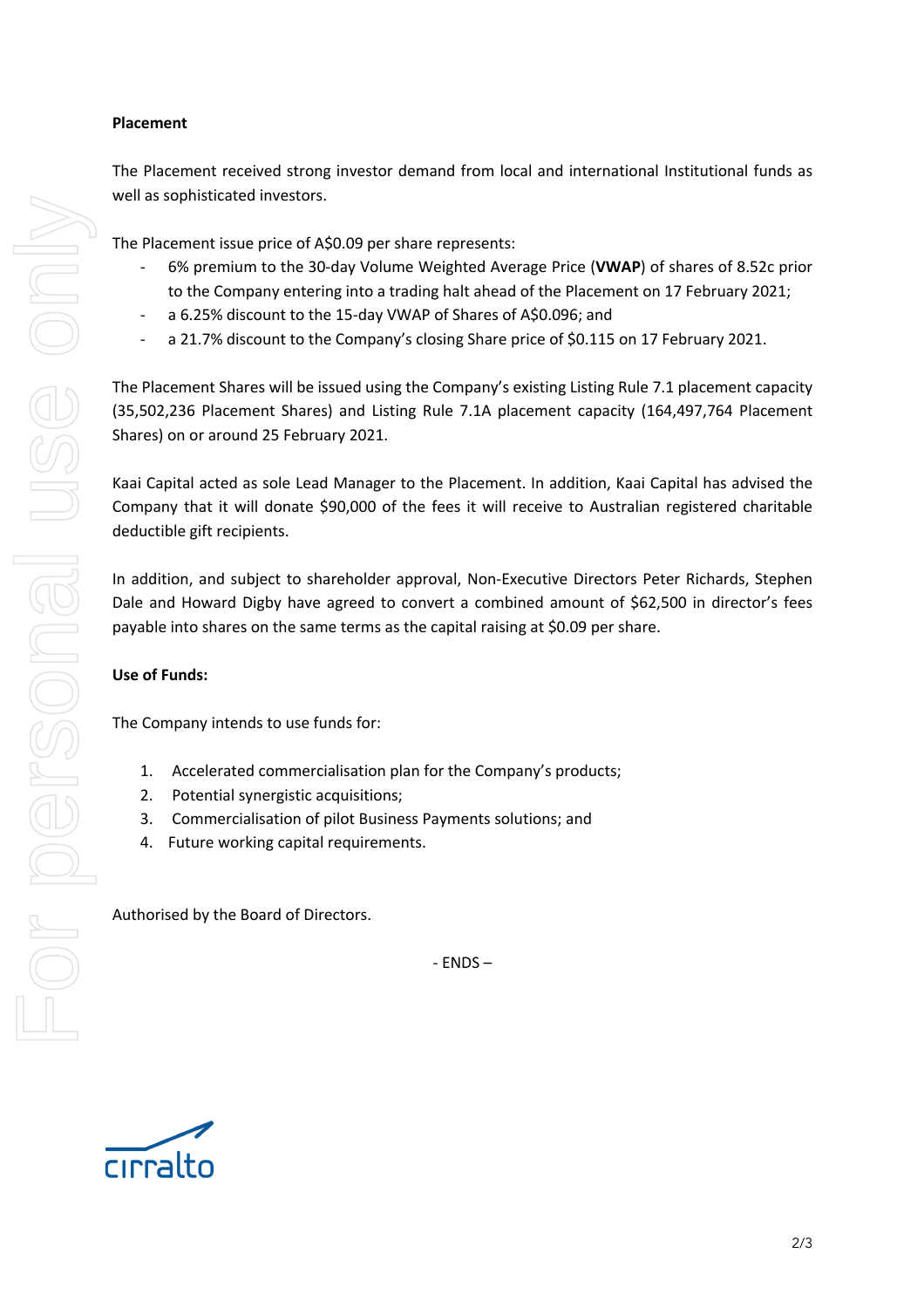**Placement**

The Placement received strong investor demand from local and international Institutional funds as well as sophisticated investors.

The Placement issue price of A$0.09 per share represents:

- 6% premium to the 30-day Volume Weighted Average Price (**VWAP**) of shares of 8.52c prior to the Company entering into a trading halt ahead of the Placement on 17 February 2021;
- a 6.25% discount to the 15-day VWAP of Shares of A$0.096; and
- a 21.7% discount to the Company's closing Share price of $0.115 on 17 February 2021.

The Placement Shares will be issued using the Company's existing Listing Rule 7.1 placement capacity (35,502,236 Placement Shares) and Listing Rule 7.1A placement capacity (164,497,764 Placement Shares) on or around 25 February 2021.

Kaai Capital acted as sole Lead Manager to the Placement. In addition, Kaai Capital has advised the Company that it will donate $90,000 of the fees it will receive to Australian registered charitable deductible gift recipients.

In addition, and subject to shareholder approval, Non-Executive Directors Peter Richards, Stephen Dale and Howard Digby have agreed to convert a combined amount of $62,500 in director's fees payable into shares on the same terms as the capital raising at $0.09 per share.

**Use of Funds:**

The Company intends to use funds for:

1. Accelerated commercialisation plan for the Company's products;
2. Potential synergistic acquisitions;
3. Commercialisation of pilot Business Payments solutions; and
4. Future working capital requirements.

Authorised by the Board of Directors.

- ENDS –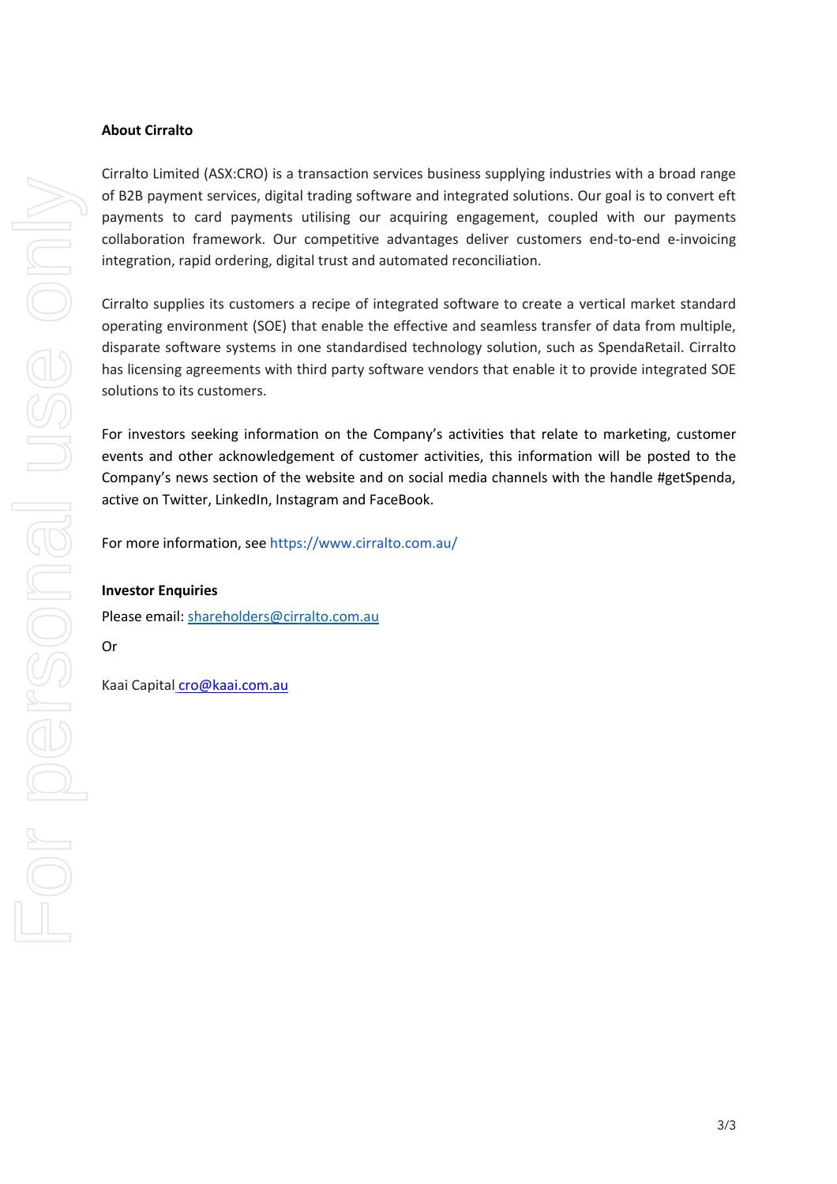**About Cirralto**

Cirralto Limited (ASX:CRO) is a transaction services business supplying industries with a broad range of B2B payment services, digital trading software and integrated solutions. Our goal is to convert eft payments to card payments utilising our acquiring engagement, coupled with our payments collaboration framework. Our competitive advantages deliver customers end-to-end e-invoicing integration, rapid ordering, digital trust and automated reconciliation.

Cirralto supplies its customers a recipe of integrated software to create a vertical market standard operating environment (SOE) that enable the effective and seamless transfer of data from multiple, disparate software systems in one standardised technology solution, such as SpendaRetail. Cirralto has licensing agreements with third party software vendors that enable it to provide integrated SOE solutions to its customers.

For investors seeking information on the Company's activities that relate to marketing, customer events and other acknowledgement of customer activities, this information will be posted to the Company's news section of the website and on social media channels with the handle #getSpenda, active on Twitter, LinkedIn, Instagram and FaceBook.

For more information, see https://www.cirralto.com.au/

**Investor Enquiries**

Please email: shareholders@cirralto.com.au

Or

Kaai Capital cro@kaai.com.au